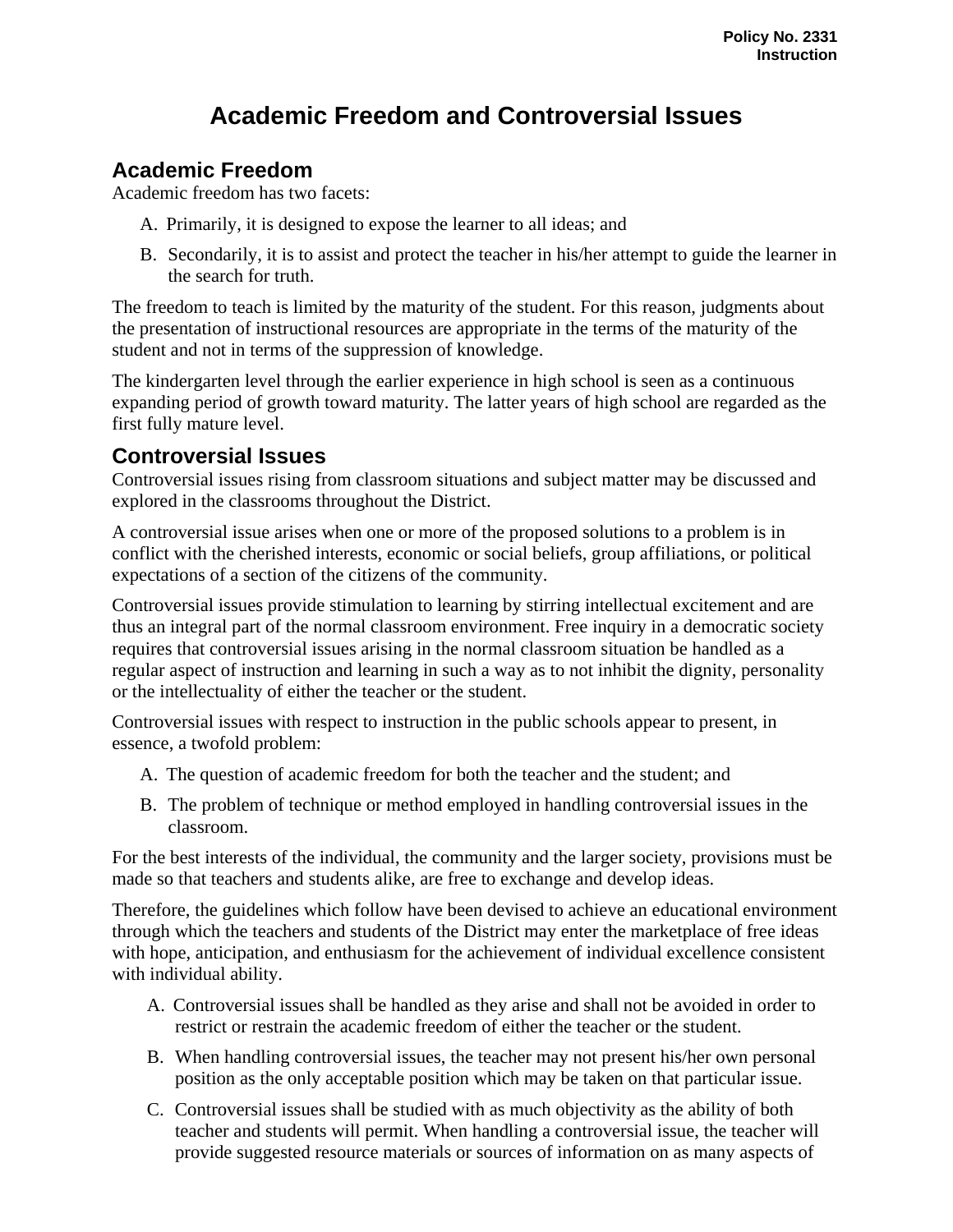Policy No. 2331
Instruction

# Academic Freedom and Controversial Issues

## Academic Freedom

Academic freedom has two facets:

A. Primarily, it is designed to expose the learner to all ideas; and

B. Secondarily, it is to assist and protect the teacher in his/her attempt to guide the learner in the search for truth.

The freedom to teach is limited by the maturity of the student. For this reason, judgments about the presentation of instructional resources are appropriate in the terms of the maturity of the student and not in terms of the suppression of knowledge.

The kindergarten level through the earlier experience in high school is seen as a continuous expanding period of growth toward maturity. The latter years of high school are regarded as the first fully mature level.

## Controversial Issues

Controversial issues rising from classroom situations and subject matter may be discussed and explored in the classrooms throughout the District.

A controversial issue arises when one or more of the proposed solutions to a problem is in conflict with the cherished interests, economic or social beliefs, group affiliations, or political expectations of a section of the citizens of the community.

Controversial issues provide stimulation to learning by stirring intellectual excitement and are thus an integral part of the normal classroom environment. Free inquiry in a democratic society requires that controversial issues arising in the normal classroom situation be handled as a regular aspect of instruction and learning in such a way as to not inhibit the dignity, personality or the intellectuality of either the teacher or the student.

Controversial issues with respect to instruction in the public schools appear to present, in essence, a twofold problem:

A. The question of academic freedom for both the teacher and the student; and

B. The problem of technique or method employed in handling controversial issues in the classroom.

For the best interests of the individual, the community and the larger society, provisions must be made so that teachers and students alike, are free to exchange and develop ideas.

Therefore, the guidelines which follow have been devised to achieve an educational environment through which the teachers and students of the District may enter the marketplace of free ideas with hope, anticipation, and enthusiasm for the achievement of individual excellence consistent with individual ability.

A. Controversial issues shall be handled as they arise and shall not be avoided in order to restrict or restrain the academic freedom of either the teacher or the student.

B. When handling controversial issues, the teacher may not present his/her own personal position as the only acceptable position which may be taken on that particular issue.

C. Controversial issues shall be studied with as much objectivity as the ability of both teacher and students will permit. When handling a controversial issue, the teacher will provide suggested resource materials or sources of information on as many aspects of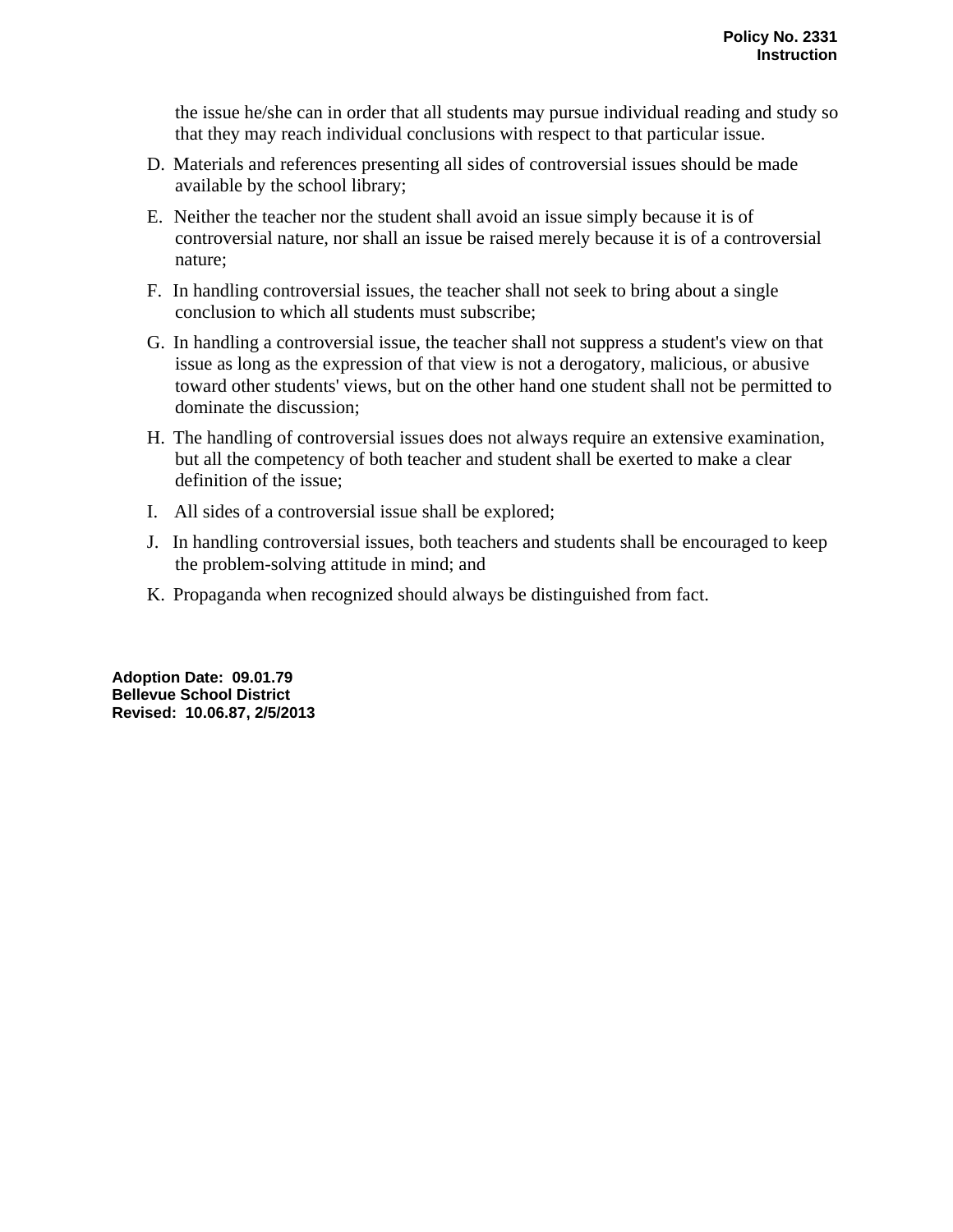the issue he/she can in order that all students may pursue individual reading and study so that they may reach individual conclusions with respect to that particular issue.

D. Materials and references presenting all sides of controversial issues should be made available by the school library;

E. Neither the teacher nor the student shall avoid an issue simply because it is of controversial nature, nor shall an issue be raised merely because it is of a controversial nature;

F. In handling controversial issues, the teacher shall not seek to bring about a single conclusion to which all students must subscribe;

G. In handling a controversial issue, the teacher shall not suppress a student's view on that issue as long as the expression of that view is not a derogatory, malicious, or abusive toward other students' views, but on the other hand one student shall not be permitted to dominate the discussion;

H. The handling of controversial issues does not always require an extensive examination, but all the competency of both teacher and student shall be exerted to make a clear definition of the issue;

I. All sides of a controversial issue shall be explored;

J. In handling controversial issues, both teachers and students shall be encouraged to keep the problem-solving attitude in mind; and

K. Propaganda when recognized should always be distinguished from fact.

**Adoption Date: 09.01.79**
**Bellevue School District**
**Revised: 10.06.87, 2/5/2013**